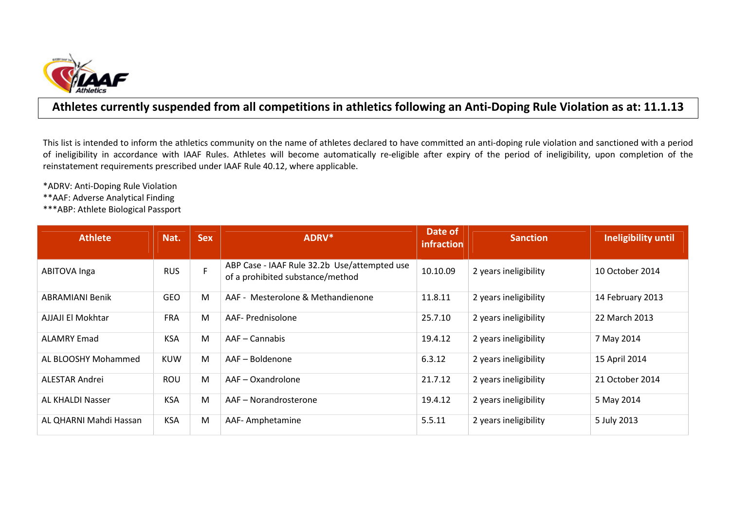# Athletes currently suspended from all competitions in athletics following an Anti-Doping Rule Violation as at: 11.1.13

This list is intended to inform the athletics community on the name of athletes declared to have committed an anti-doping rule violation and sanctioned with a period of ineligibility in accordance with IAAF Rules. Athletes will become automatically re-eligible after expiry of the period of ineligibility, upon completion of the reinstatement requirements prescribed under IAAF Rule 40.12, where applicable.

*ADRV: Anti-Doping Rule Violation
**AAF: Adverse Analytical Finding
***ABP: Athlete Biological Passport

| Athlete | Nat. | Sex | ADRV* | Date of infraction | Sanction | Ineligibility until |
|---|---|---|---|---|---|---|
| ABITOVA Inga | RUS | F | ABP Case - IAAF Rule 32.2b Use/attempted use of a prohibited substance/method | 10.10.09 | 2 years ineligibility | 10 October 2014 |
| ABRAMIANI Benik | GEO | M | AAF - Mesterolone & Methandienone | 11.8.11 | 2 years ineligibility | 14 February 2013 |
| AJJAJI El Mokhtar | FRA | M | AAF- Prednisolone | 25.7.10 | 2 years ineligibility | 22 March 2013 |
| ALAMRY Emad | KSA | M | AAF – Cannabis | 19.4.12 | 2 years ineligibility | 7 May 2014 |
| AL BLOOSHY Mohammed | KUW | M | AAF – Boldenone | 6.3.12 | 2 years ineligibility | 15 April 2014 |
| ALESTAR Andrei | ROU | M | AAF – Oxandrolone | 21.7.12 | 2 years ineligibility | 21 October 2014 |
| AL KHALDI Nasser | KSA | M | AAF – Norandrosterone | 19.4.12 | 2 years ineligibility | 5 May 2014 |
| AL QHARNI Mahdi Hassan | KSA | M | AAF- Amphetamine | 5.5.11 | 2 years ineligibility | 5 July 2013 |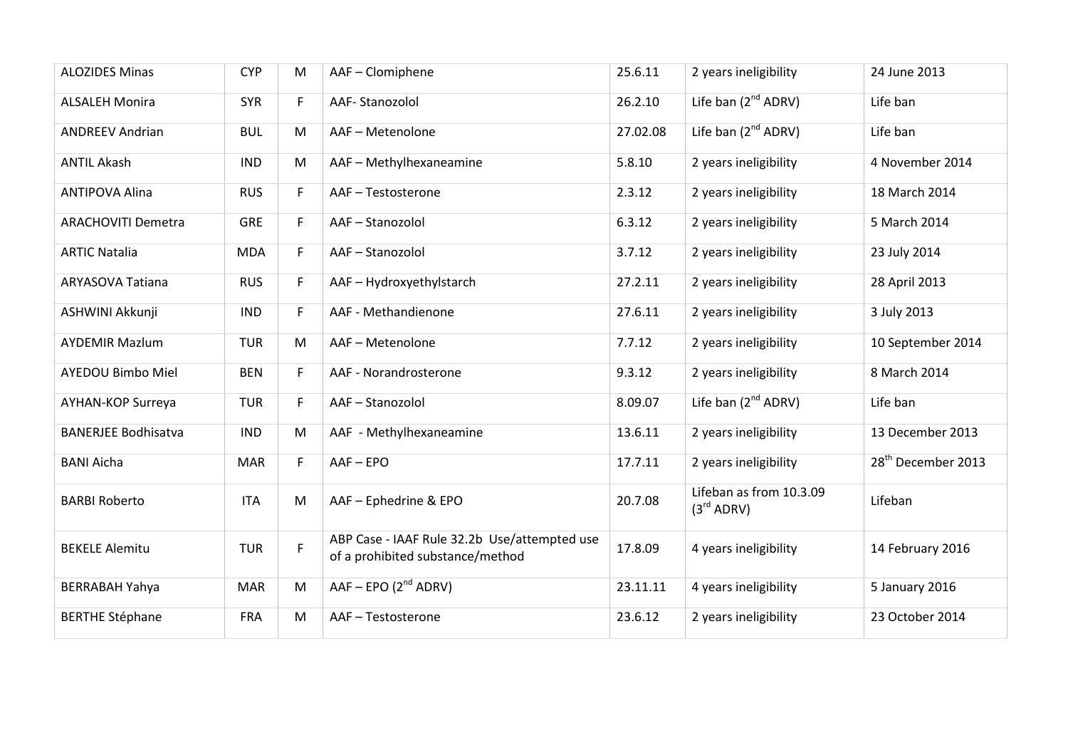| | | | | | | |
|---|---|---|---|---|---|---|
| ALOZIDES Minas | CYP | M | AAF – Clomiphene | 25.6.11 | 2 years ineligibility | 24 June 2013 |
| ALSALEH Monira | SYR | F | AAF- Stanozolol | 26.2.10 | Life ban (2nd ADRV) | Life ban |
| ANDREEV Andrian | BUL | M | AAF – Metenolone | 27.02.08 | Life ban (2nd ADRV) | Life ban |
| ANTIL Akash | IND | M | AAF – Methylhexaneamine | 5.8.10 | 2 years ineligibility | 4 November 2014 |
| ANTIPOVA Alina | RUS | F | AAF – Testosterone | 2.3.12 | 2 years ineligibility | 18 March 2014 |
| ARACHOVITI Demetra | GRE | F | AAF – Stanozolol | 6.3.12 | 2 years ineligibility | 5 March 2014 |
| ARTIC Natalia | MDA | F | AAF – Stanozolol | 3.7.12 | 2 years ineligibility | 23 July 2014 |
| ARYASOVA Tatiana | RUS | F | AAF – Hydroxyethylstarch | 27.2.11 | 2 years ineligibility | 28 April 2013 |
| ASHWINI Akkunji | IND | F | AAF - Methandienone | 27.6.11 | 2 years ineligibility | 3 July 2013 |
| AYDEMIR Mazlum | TUR | M | AAF – Metenolone | 7.7.12 | 2 years ineligibility | 10 September 2014 |
| AYEDOU Bimbo Miel | BEN | F | AAF - Norandrosterone | 9.3.12 | 2 years ineligibility | 8 March 2014 |
| AYHAN-KOP Surreya | TUR | F | AAF – Stanozolol | 8.09.07 | Life ban (2nd ADRV) | Life ban |
| BANERJEE Bodhisatva | IND | M | AAF - Methylhexaneamine | 13.6.11 | 2 years ineligibility | 13 December 2013 |
| BANI Aicha | MAR | F | AAF – EPO | 17.7.11 | 2 years ineligibility | 28th December 2013 |
| BARBI Roberto | ITA | M | AAF – Ephedrine & EPO | 20.7.08 | Lifeban as from 10.3.09 (3rd ADRV) | Lifeban |
| BEKELE Alemitu | TUR | F | ABP Case - IAAF Rule 32.2b Use/attempted use of a prohibited substance/method | 17.8.09 | 4 years ineligibility | 14 February 2016 |
| BERRABAH Yahya | MAR | M | AAF – EPO (2nd ADRV) | 23.11.11 | 4 years ineligibility | 5 January 2016 |
| BERTHE Stéphane | FRA | M | AAF – Testosterone | 23.6.12 | 2 years ineligibility | 23 October 2014 |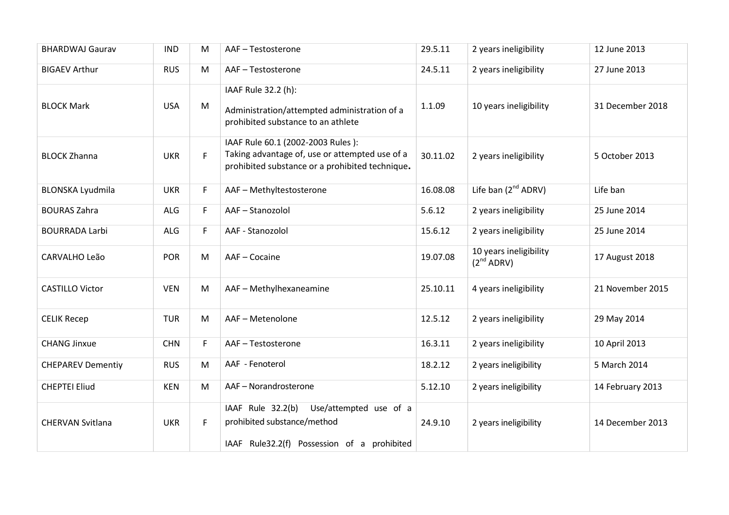| | | | | | | |
|---|---|---|---|---|---|---|
| BHARDWAJ Gaurav | IND | M | AAF – Testosterone | 29.5.11 | 2 years ineligibility | 12 June 2013 |
| BIGAEV Arthur | RUS | M | AAF – Testosterone | 24.5.11 | 2 years ineligibility | 27 June 2013 |
| BLOCK Mark | USA | M | IAAF Rule 32.2 (h): Administration/attempted administration of a prohibited substance to an athlete | 1.1.09 | 10 years ineligibility | 31 December 2018 |
| BLOCK Zhanna | UKR | F | IAAF Rule 60.1 (2002-2003 Rules ): Taking advantage of, use or attempted use of a prohibited substance or a prohibited technique**.** | 30.11.02 | 2 years ineligibility | 5 October 2013 |
| BLONSKA Lyudmila | UKR | F | AAF – Methyltestosterone | 16.08.08 | Life ban (2nd ADRV) | Life ban |
| BOURAS Zahra | ALG | F | AAF – Stanozolol | 5.6.12 | 2 years ineligibility | 25 June 2014 |
| BOURRADA Larbi | ALG | F | AAF - Stanozolol | 15.6.12 | 2 years ineligibility | 25 June 2014 |
| CARVALHO Leão | POR | M | AAF – Cocaine | 19.07.08 | 10 years ineligibility (2nd ADRV) | 17 August 2018 |
| CASTILLO Victor | VEN | M | AAF – Methylhexaneamine | 25.10.11 | 4 years ineligibility | 21 November 2015 |
| CELIK Recep | TUR | M | AAF – Metenolone | 12.5.12 | 2 years ineligibility | 29 May 2014 |
| CHANG Jinxue | CHN | F | AAF – Testosterone | 16.3.11 | 2 years ineligibility | 10 April 2013 |
| CHEPAREV Dementiy | RUS | M | AAF - Fenoterol | 18.2.12 | 2 years ineligibility | 5 March 2014 |
| CHEPTEI Eliud | KEN | M | AAF – Norandrosterone | 5.12.10 | 2 years ineligibility | 14 February 2013 |
| CHERVAN Svitlana | UKR | F | IAAF Rule 32.2(b) Use/attempted use of a prohibited substance/method<br><br>IAAF Rule32.2(f) Possession of a prohibited | 24.9.10 | 2 years ineligibility | 14 December 2013 |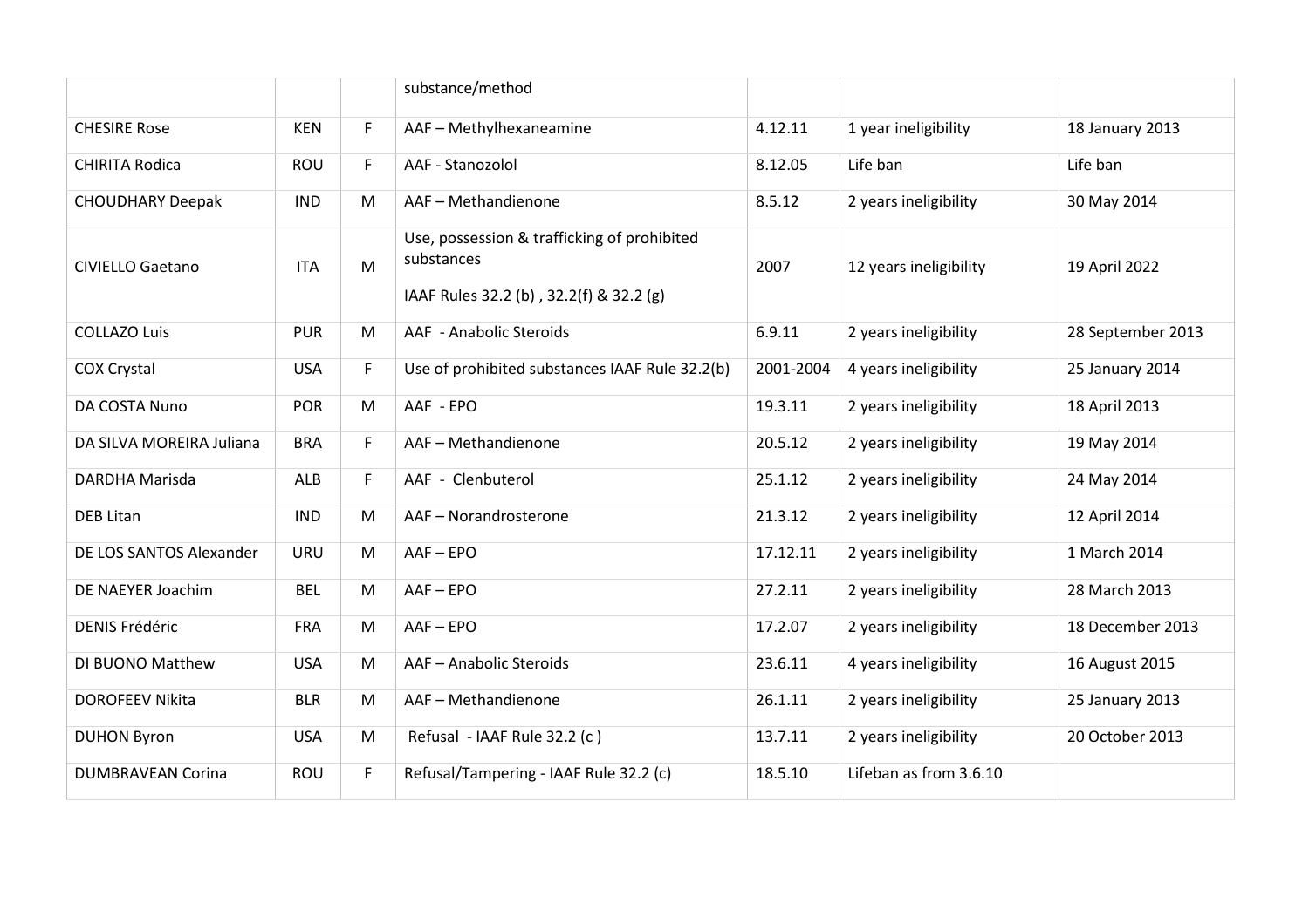| | | | substance/method | | | |
|---|---|---|---|---|---|---|
| CHESIRE Rose | KEN | F | AAF – Methylhexaneamine | 4.12.11 | 1 year ineligibility | 18 January 2013 |
| CHIRITA Rodica | ROU | F | AAF - Stanozolol | 8.12.05 | Life ban | Life ban |
| CHOUDHARY Deepak | IND | M | AAF – Methandienone | 8.5.12 | 2 years ineligibility | 30 May 2014 |
| CIVIELLO Gaetano | ITA | M | Use, possession & trafficking of prohibited substances<br><br>IAAF Rules 32.2 (b) , 32.2(f) & 32.2 (g) | 2007 | 12 years ineligibility | 19 April 2022 |
| COLLAZO Luis | PUR | M | AAF - Anabolic Steroids | 6.9.11 | 2 years ineligibility | 28 September 2013 |
| COX Crystal | USA | F | Use of prohibited substances IAAF Rule 32.2(b) | 2001-2004 | 4 years ineligibility | 25 January 2014 |
| DA COSTA Nuno | POR | M | AAF - EPO | 19.3.11 | 2 years ineligibility | 18 April 2013 |
| DA SILVA MOREIRA Juliana | BRA | F | AAF – Methandienone | 20.5.12 | 2 years ineligibility | 19 May 2014 |
| DARDHA Marisda | ALB | F | AAF - Clenbuterol | 25.1.12 | 2 years ineligibility | 24 May 2014 |
| DEB Litan | IND | M | AAF – Norandrosterone | 21.3.12 | 2 years ineligibility | 12 April 2014 |
| DE LOS SANTOS Alexander | URU | M | AAF – EPO | 17.12.11 | 2 years ineligibility | 1 March 2014 |
| DE NAEYER Joachim | BEL | M | AAF – EPO | 27.2.11 | 2 years ineligibility | 28 March 2013 |
| DENIS Frédéric | FRA | M | AAF – EPO | 17.2.07 | 2 years ineligibility | 18 December 2013 |
| DI BUONO Matthew | USA | M | AAF – Anabolic Steroids | 23.6.11 | 4 years ineligibility | 16 August 2015 |
| DOROFEEV Nikita | BLR | M | AAF – Methandienone | 26.1.11 | 2 years ineligibility | 25 January 2013 |
| DUHON Byron | USA | M | Refusal - IAAF Rule 32.2 (c ) | 13.7.11 | 2 years ineligibility | 20 October 2013 |
| DUMBRAVEAN Corina | ROU | F | Refusal/Tampering - IAAF Rule 32.2 (c) | 18.5.10 | Lifeban as from 3.6.10 | |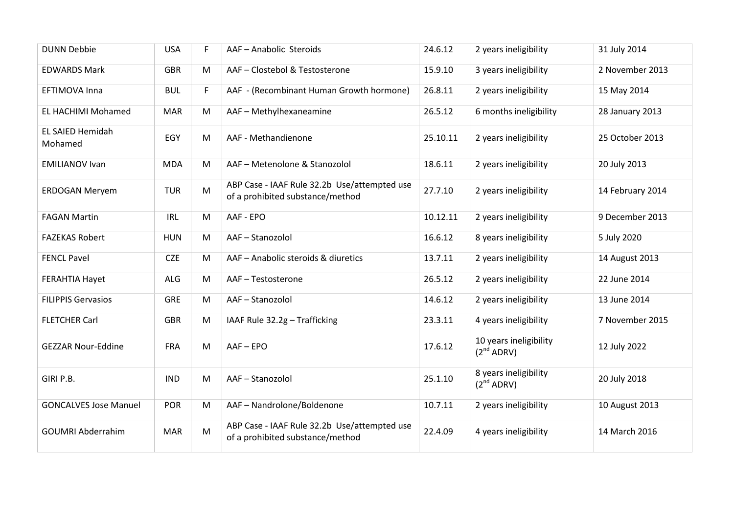| DUNN Debbie | USA | F | AAF – Anabolic Steroids | 24.6.12 | 2 years ineligibility | 31 July 2014 |
|---|---|---|---|---|---|---|
| EDWARDS Mark | GBR | M | AAF – Clostebol & Testosterone | 15.9.10 | 3 years ineligibility | 2 November 2013 |
| EFTIMOVA Inna | BUL | F | AAF - (Recombinant Human Growth hormone) | 26.8.11 | 2 years ineligibility | 15 May 2014 |
| EL HACHIMI Mohamed | MAR | M | AAF – Methylhexaneamine | 26.5.12 | 6 months ineligibility | 28 January 2013 |
| EL SAIED Hemidah Mohamed | EGY | M | AAF - Methandienone | 25.10.11 | 2 years ineligibility | 25 October 2013 |
| EMILIANOV Ivan | MDA | M | AAF – Metenolone & Stanozolol | 18.6.11 | 2 years ineligibility | 20 July 2013 |
| ERDOGAN Meryem | TUR | M | ABP Case - IAAF Rule 32.2b Use/attempted use of a prohibited substance/method | 27.7.10 | 2 years ineligibility | 14 February 2014 |
| FAGAN Martin | IRL | M | AAF - EPO | 10.12.11 | 2 years ineligibility | 9 December 2013 |
| FAZEKAS Robert | HUN | M | AAF – Stanozolol | 16.6.12 | 8 years ineligibility | 5 July 2020 |
| FENCL Pavel | CZE | M | AAF – Anabolic steroids & diuretics | 13.7.11 | 2 years ineligibility | 14 August 2013 |
| FERAHTIA Hayet | ALG | M | AAF – Testosterone | 26.5.12 | 2 years ineligibility | 22 June 2014 |
| FILIPPIS Gervasios | GRE | M | AAF – Stanozolol | 14.6.12 | 2 years ineligibility | 13 June 2014 |
| FLETCHER Carl | GBR | M | IAAF Rule 32.2g – Trafficking | 23.3.11 | 4 years ineligibility | 7 November 2015 |
| GEZZAR Nour-Eddine | FRA | M | AAF – EPO | 17.6.12 | 10 years ineligibility (2nd ADRV) | 12 July 2022 |
| GIRI P.B. | IND | M | AAF – Stanozolol | 25.1.10 | 8 years ineligibility (2nd ADRV) | 20 July 2018 |
| GONCALVES Jose Manuel | POR | M | AAF – Nandrolone/Boldenone | 10.7.11 | 2 years ineligibility | 10 August 2013 |
| GOUMRI Abderrahim | MAR | M | ABP Case - IAAF Rule 32.2b Use/attempted use of a prohibited substance/method | 22.4.09 | 4 years ineligibility | 14 March 2016 |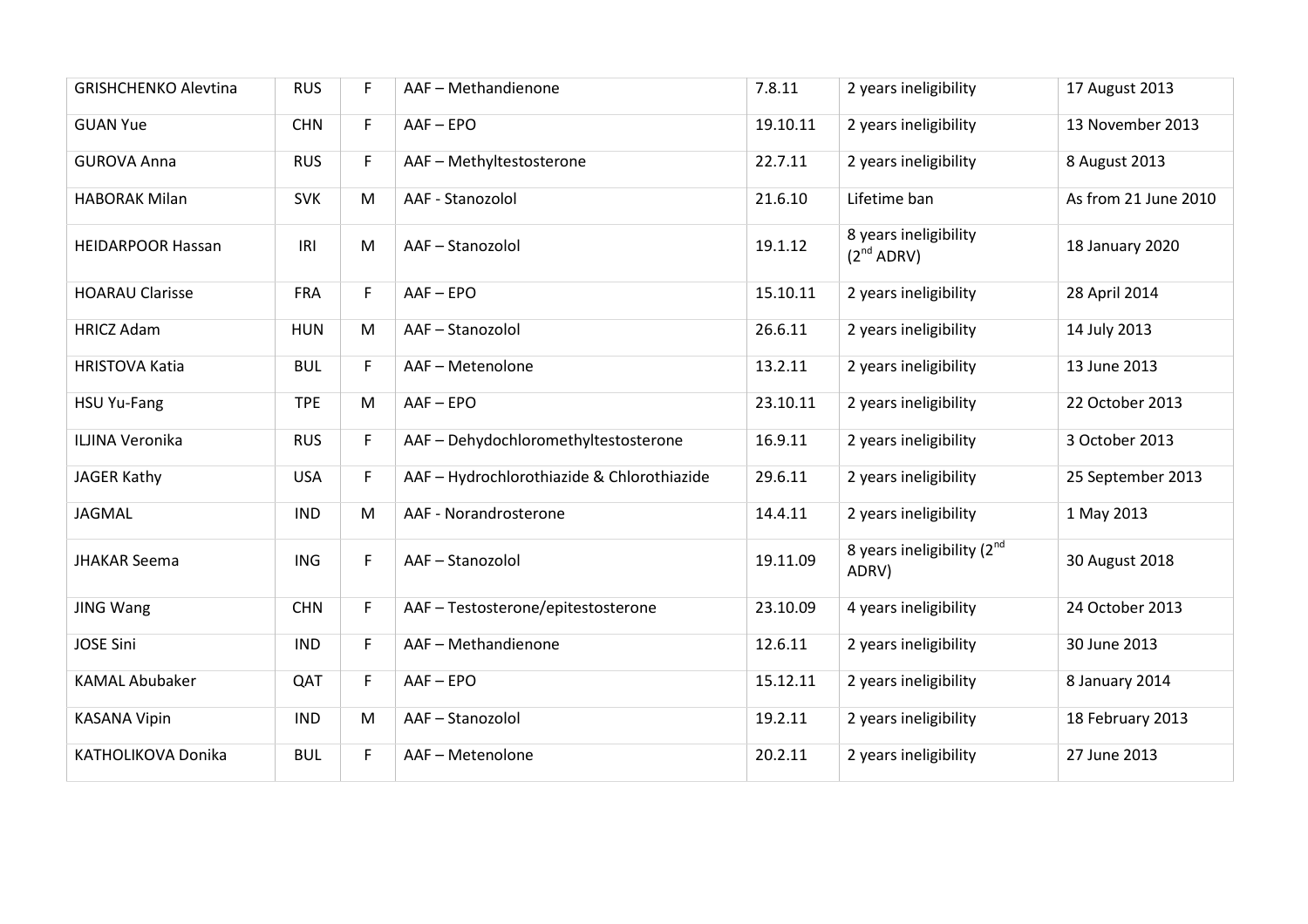| | | | | | | |
|---|---|---|---|---|---|---|
| GRISHCHENKO Alevtina | RUS | F | AAF – Methandienone | 7.8.11 | 2 years ineligibility | 17 August 2013 |
| GUAN Yue | CHN | F | AAF – EPO | 19.10.11 | 2 years ineligibility | 13 November 2013 |
| GUROVA Anna | RUS | F | AAF – Methyltestosterone | 22.7.11 | 2 years ineligibility | 8 August 2013 |
| HABORAK Milan | SVK | M | AAF - Stanozolol | 21.6.10 | Lifetime ban | As from 21 June 2010 |
| HEIDARPOOR Hassan | IRI | M | AAF – Stanozolol | 19.1.12 | 8 years ineligibility (2nd ADRV) | 18 January 2020 |
| HOARAU Clarisse | FRA | F | AAF – EPO | 15.10.11 | 2 years ineligibility | 28 April 2014 |
| HRICZ Adam | HUN | M | AAF – Stanozolol | 26.6.11 | 2 years ineligibility | 14 July 2013 |
| HRISTOVA Katia | BUL | F | AAF – Metenolone | 13.2.11 | 2 years ineligibility | 13 June 2013 |
| HSU Yu-Fang | TPE | M | AAF – EPO | 23.10.11 | 2 years ineligibility | 22 October 2013 |
| ILJINA Veronika | RUS | F | AAF – Dehydochloromethyltestosterone | 16.9.11 | 2 years ineligibility | 3 October 2013 |
| JAGER Kathy | USA | F | AAF – Hydrochlorothiazide & Chlorothiazide | 29.6.11 | 2 years ineligibility | 25 September 2013 |
| JAGMAL | IND | M | AAF - Norandrosterone | 14.4.11 | 2 years ineligibility | 1 May 2013 |
| JHAKAR Seema | ING | F | AAF – Stanozolol | 19.11.09 | 8 years ineligibility (2nd ADRV) | 30 August 2018 |
| JING Wang | CHN | F | AAF – Testosterone/epitestosterone | 23.10.09 | 4 years ineligibility | 24 October 2013 |
| JOSE Sini | IND | F | AAF – Methandienone | 12.6.11 | 2 years ineligibility | 30 June 2013 |
| KAMAL Abubaker | QAT | F | AAF – EPO | 15.12.11 | 2 years ineligibility | 8 January 2014 |
| KASANA Vipin | IND | M | AAF – Stanozolol | 19.2.11 | 2 years ineligibility | 18 February 2013 |
| KATHOLIKOVA Donika | BUL | F | AAF – Metenolone | 20.2.11 | 2 years ineligibility | 27 June 2013 |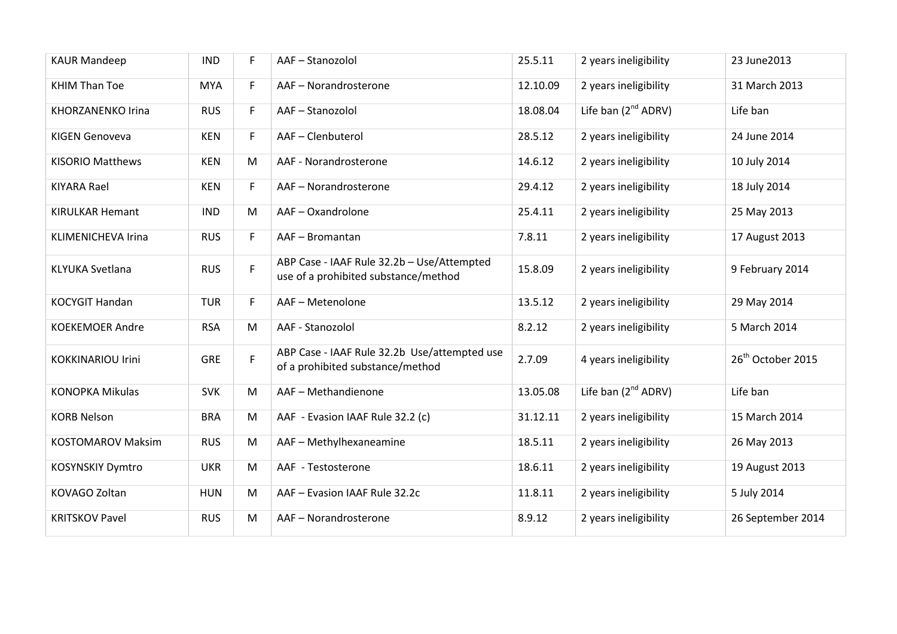| KAUR Mandeep | IND | F | AAF – Stanozolol | 25.5.11 | 2 years ineligibility | 23 June2013 |
|---|---|---|---|---|---|---|
| KHIM Than Toe | MYA | F | AAF – Norandrosterone | 12.10.09 | 2 years ineligibility | 31 March 2013 |
| KHORZANENKO Irina | RUS | F | AAF – Stanozolol | 18.08.04 | Life ban (2nd ADRV) | Life ban |
| KIGEN Genoveva | KEN | F | AAF – Clenbuterol | 28.5.12 | 2 years ineligibility | 24 June 2014 |
| KISORIO Matthews | KEN | M | AAF - Norandrosterone | 14.6.12 | 2 years ineligibility | 10 July 2014 |
| KIYARA Rael | KEN | F | AAF – Norandrosterone | 29.4.12 | 2 years ineligibility | 18 July 2014 |
| KIRULKAR Hemant | IND | M | AAF – Oxandrolone | 25.4.11 | 2 years ineligibility | 25 May 2013 |
| KLIMENICHEVA Irina | RUS | F | AAF – Bromantan | 7.8.11 | 2 years ineligibility | 17 August 2013 |
| KLYUKA Svetlana | RUS | F | ABP Case - IAAF Rule 32.2b – Use/Attempted use of a prohibited substance/method | 15.8.09 | 2 years ineligibility | 9 February 2014 |
| KOCYGIT Handan | TUR | F | AAF – Metenolone | 13.5.12 | 2 years ineligibility | 29 May 2014 |
| KOEKEMOER Andre | RSA | M | AAF - Stanozolol | 8.2.12 | 2 years ineligibility | 5 March 2014 |
| KOKKINARIOU Irini | GRE | F | ABP Case - IAAF Rule 32.2b Use/attempted use of a prohibited substance/method | 2.7.09 | 4 years ineligibility | 26th October 2015 |
| KONOPKA Mikulas | SVK | M | AAF – Methandienone | 13.05.08 | Life ban (2nd ADRV) | Life ban |
| KORB Nelson | BRA | M | AAF - Evasion IAAF Rule 32.2 (c) | 31.12.11 | 2 years ineligibility | 15 March 2014 |
| KOSTOMAROV Maksim | RUS | M | AAF – Methylhexaneamine | 18.5.11 | 2 years ineligibility | 26 May 2013 |
| KOSYNSKIY Dymtro | UKR | M | AAF - Testosterone | 18.6.11 | 2 years ineligibility | 19 August 2013 |
| KOVAGO Zoltan | HUN | M | AAF – Evasion IAAF Rule 32.2c | 11.8.11 | 2 years ineligibility | 5 July 2014 |
| KRITSKOV Pavel | RUS | M | AAF – Norandrosterone | 8.9.12 | 2 years ineligibility | 26 September 2014 |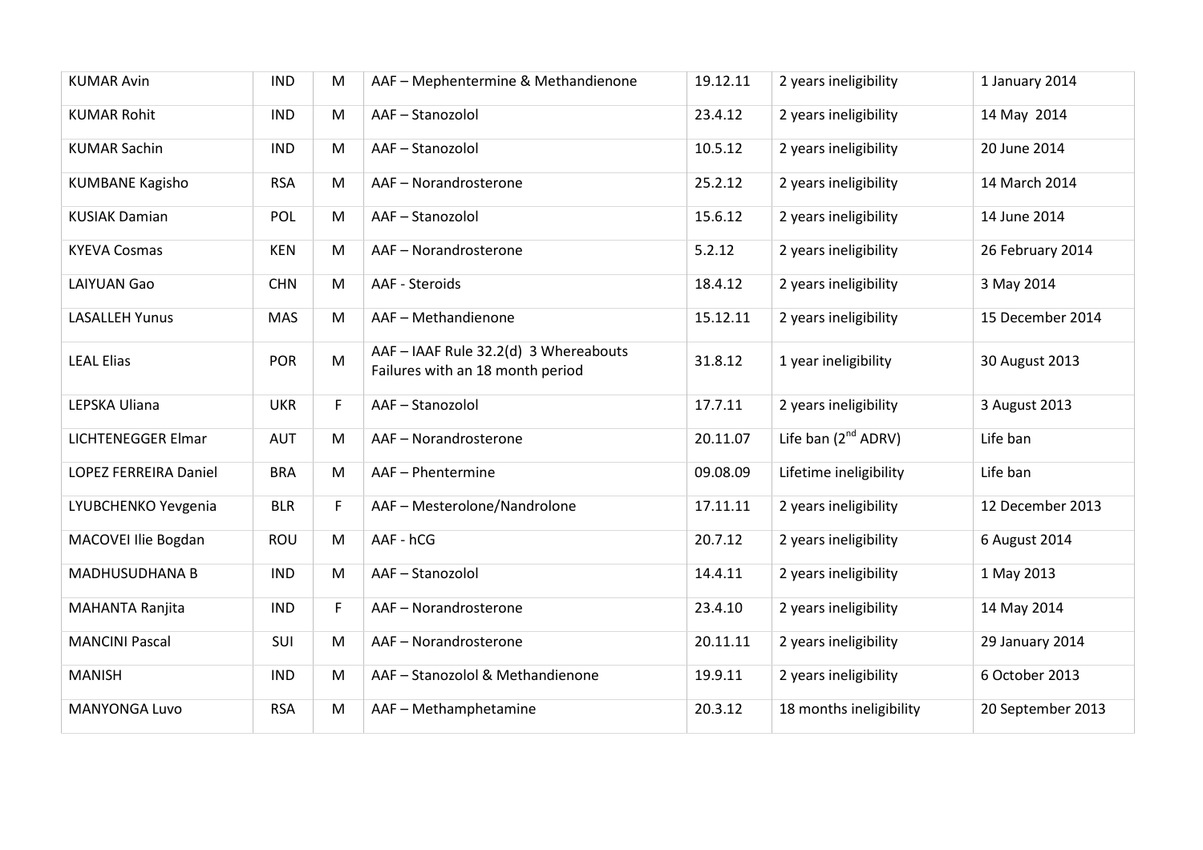| | | | | | | |
|---|---|---|---|---|---|---|
| KUMAR Avin | IND | M | AAF – Mephentermine & Methandienone | 19.12.11 | 2 years ineligibility | 1 January 2014 |
| KUMAR Rohit | IND | M | AAF – Stanozolol | 23.4.12 | 2 years ineligibility | 14 May 2014 |
| KUMAR Sachin | IND | M | AAF – Stanozolol | 10.5.12 | 2 years ineligibility | 20 June 2014 |
| KUMBANE Kagisho | RSA | M | AAF – Norandrosterone | 25.2.12 | 2 years ineligibility | 14 March 2014 |
| KUSIAK Damian | POL | M | AAF – Stanozolol | 15.6.12 | 2 years ineligibility | 14 June 2014 |
| KYEVA Cosmas | KEN | M | AAF – Norandrosterone | 5.2.12 | 2 years ineligibility | 26 February 2014 |
| LAIYUAN Gao | CHN | M | AAF - Steroids | 18.4.12 | 2 years ineligibility | 3 May 2014 |
| LASALLEH Yunus | MAS | M | AAF – Methandienone | 15.12.11 | 2 years ineligibility | 15 December 2014 |
| LEAL Elias | POR | M | AAF – IAAF Rule 32.2(d) 3 Whereabouts Failures with an 18 month period | 31.8.12 | 1 year ineligibility | 30 August 2013 |
| LEPSKA Uliana | UKR | F | AAF – Stanozolol | 17.7.11 | 2 years ineligibility | 3 August 2013 |
| LICHTENEGGER Elmar | AUT | M | AAF – Norandrosterone | 20.11.07 | Life ban (2nd ADRV) | Life ban |
| LOPEZ FERREIRA Daniel | BRA | M | AAF – Phentermine | 09.08.09 | Lifetime ineligibility | Life ban |
| LYUBCHENKO Yevgenia | BLR | F | AAF – Mesterolone/Nandrolone | 17.11.11 | 2 years ineligibility | 12 December 2013 |
| MACOVEI Ilie Bogdan | ROU | M | AAF - hCG | 20.7.12 | 2 years ineligibility | 6 August 2014 |
| MADHUSUDHANA B | IND | M | AAF – Stanozolol | 14.4.11 | 2 years ineligibility | 1 May 2013 |
| MAHANTA Ranjita | IND | F | AAF – Norandrosterone | 23.4.10 | 2 years ineligibility | 14 May 2014 |
| MANCINI Pascal | SUI | M | AAF – Norandrosterone | 20.11.11 | 2 years ineligibility | 29 January 2014 |
| MANISH | IND | M | AAF – Stanozolol & Methandienone | 19.9.11 | 2 years ineligibility | 6 October 2013 |
| MANYONGA Luvo | RSA | M | AAF – Methamphetamine | 20.3.12 | 18 months ineligibility | 20 September 2013 |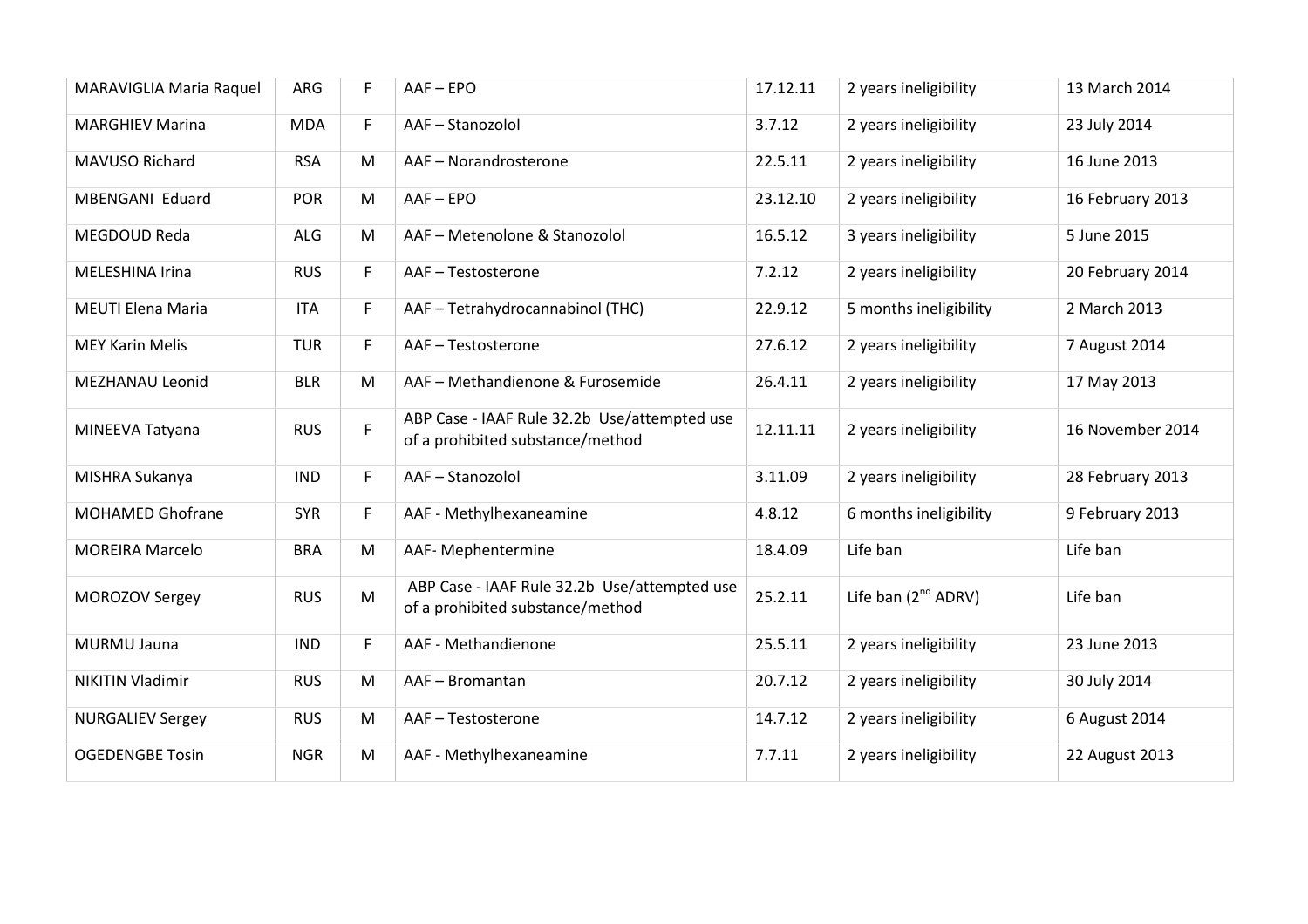| MARAVIGLIA Maria Raquel | ARG | F | AAF – EPO | 17.12.11 | 2 years ineligibility | 13 March 2014 |
|---|---|---|---|---|---|---|
| MARGHIEV Marina | MDA | F | AAF – Stanozolol | 3.7.12 | 2 years ineligibility | 23 July 2014 |
| MAVUSO Richard | RSA | M | AAF – Norandrosterone | 22.5.11 | 2 years ineligibility | 16 June 2013 |
| MBENGANI Eduard | POR | M | AAF – EPO | 23.12.10 | 2 years ineligibility | 16 February 2013 |
| MEGDOUD Reda | ALG | M | AAF – Metenolone & Stanozolol | 16.5.12 | 3 years ineligibility | 5 June 2015 |
| MELESHINA Irina | RUS | F | AAF – Testosterone | 7.2.12 | 2 years ineligibility | 20 February 2014 |
| MEUTI Elena Maria | ITA | F | AAF – Tetrahydrocannabinol (THC) | 22.9.12 | 5 months ineligibility | 2 March 2013 |
| MEY Karin Melis | TUR | F | AAF – Testosterone | 27.6.12 | 2 years ineligibility | 7 August 2014 |
| MEZHANAU Leonid | BLR | M | AAF – Methandienone & Furosemide | 26.4.11 | 2 years ineligibility | 17 May 2013 |
| MINEEVA Tatyana | RUS | F | ABP Case - IAAF Rule 32.2b Use/attempted use of a prohibited substance/method | 12.11.11 | 2 years ineligibility | 16 November 2014 |
| MISHRA Sukanya | IND | F | AAF – Stanozolol | 3.11.09 | 2 years ineligibility | 28 February 2013 |
| MOHAMED Ghofrane | SYR | F | AAF - Methylhexaneamine | 4.8.12 | 6 months ineligibility | 9 February 2013 |
| MOREIRA Marcelo | BRA | M | AAF- Mephentermine | 18.4.09 | Life ban | Life ban |
| MOROZOV Sergey | RUS | M | ABP Case - IAAF Rule 32.2b Use/attempted use of a prohibited substance/method | 25.2.11 | Life ban (2nd ADRV) | Life ban |
| MURMU Jauna | IND | F | AAF - Methandienone | 25.5.11 | 2 years ineligibility | 23 June 2013 |
| NIKITIN Vladimir | RUS | M | AAF – Bromantan | 20.7.12 | 2 years ineligibility | 30 July 2014 |
| NURGALIEV Sergey | RUS | M | AAF – Testosterone | 14.7.12 | 2 years ineligibility | 6 August 2014 |
| OGEDENGBE Tosin | NGR | M | AAF - Methylhexaneamine | 7.7.11 | 2 years ineligibility | 22 August 2013 |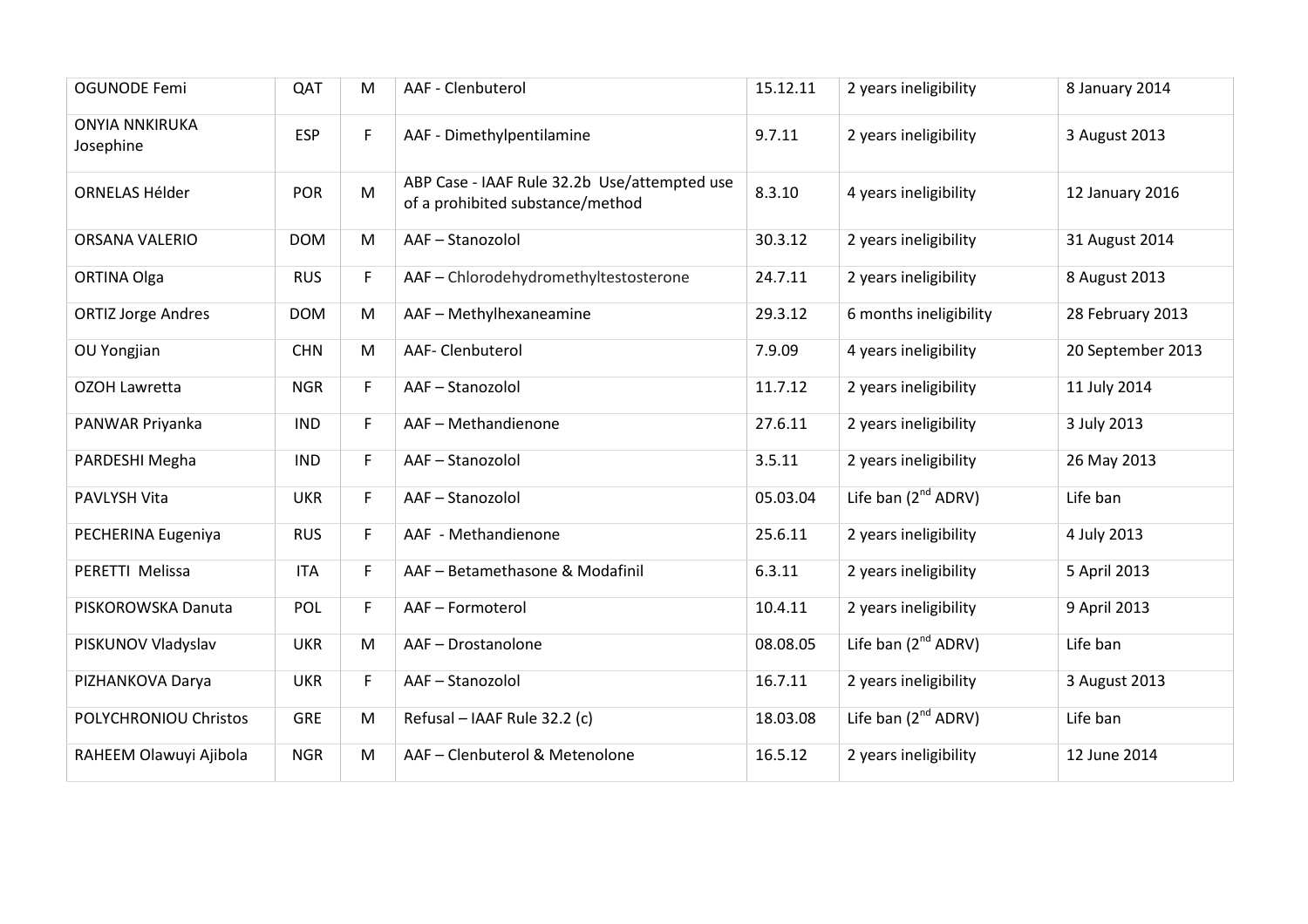| OGUNODE Femi | QAT | M | AAF - Clenbuterol | 15.12.11 | 2 years ineligibility | 8 January 2014 |
|---|---|---|---|---|---|---|
| ONYIA NNKIRUKA Josephine | ESP | F | AAF - Dimethylpentilamine | 9.7.11 | 2 years ineligibility | 3 August 2013 |
| ORNELAS Hélder | POR | M | ABP Case - IAAF Rule 32.2b Use/attempted use of a prohibited substance/method | 8.3.10 | 4 years ineligibility | 12 January 2016 |
| ORSANA VALERIO | DOM | M | AAF – Stanozolol | 30.3.12 | 2 years ineligibility | 31 August 2014 |
| ORTINA Olga | RUS | F | AAF – Chlorodehydromethyltestosterone | 24.7.11 | 2 years ineligibility | 8 August 2013 |
| ORTIZ Jorge Andres | DOM | M | AAF – Methylhexaneamine | 29.3.12 | 6 months ineligibility | 28 February 2013 |
| OU Yongjian | CHN | M | AAF- Clenbuterol | 7.9.09 | 4 years ineligibility | 20 September 2013 |
| OZOH Lawretta | NGR | F | AAF – Stanozolol | 11.7.12 | 2 years ineligibility | 11 July 2014 |
| PANWAR Priyanka | IND | F | AAF – Methandienone | 27.6.11 | 2 years ineligibility | 3 July 2013 |
| PARDESHI Megha | IND | F | AAF – Stanozolol | 3.5.11 | 2 years ineligibility | 26 May 2013 |
| PAVLYSH Vita | UKR | F | AAF – Stanozolol | 05.03.04 | Life ban (2nd ADRV) | Life ban |
| PECHERINA Eugeniya | RUS | F | AAF - Methandienone | 25.6.11 | 2 years ineligibility | 4 July 2013 |
| PERETTI Melissa | ITA | F | AAF – Betamethasone & Modafinil | 6.3.11 | 2 years ineligibility | 5 April 2013 |
| PISKOROWSKA Danuta | POL | F | AAF – Formoterol | 10.4.11 | 2 years ineligibility | 9 April 2013 |
| PISKUNOV Vladyslav | UKR | M | AAF – Drostanolone | 08.08.05 | Life ban (2nd ADRV) | Life ban |
| PIZHANKOVA Darya | UKR | F | AAF – Stanozolol | 16.7.11 | 2 years ineligibility | 3 August 2013 |
| POLYCHRONIOU Christos | GRE | M | Refusal – IAAF Rule 32.2 (c) | 18.03.08 | Life ban (2nd ADRV) | Life ban |
| RAHEEM Olawuyi Ajibola | NGR | M | AAF – Clenbuterol & Metenolone | 16.5.12 | 2 years ineligibility | 12 June 2014 |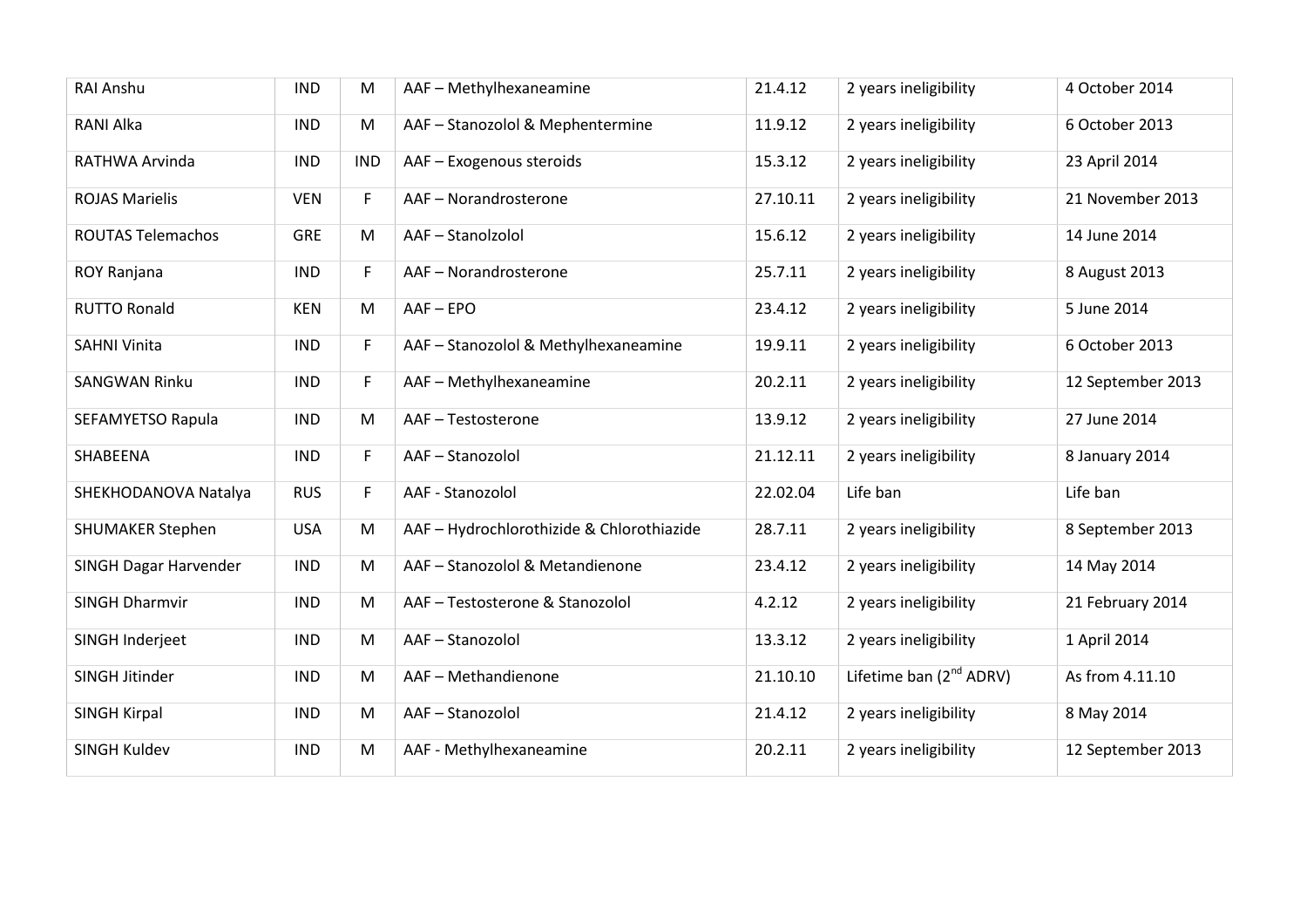| RAI Anshu | IND | M | AAF – Methylhexaneamine | 21.4.12 | 2 years ineligibility | 4 October 2014 |
|---|---|---|---|---|---|---|
| RANI Alka | IND | M | AAF – Stanozolol & Mephentermine | 11.9.12 | 2 years ineligibility | 6 October 2013 |
| RATHWA Arvinda | IND | IND | AAF – Exogenous steroids | 15.3.12 | 2 years ineligibility | 23 April 2014 |
| ROJAS Marielis | VEN | F | AAF – Norandrosterone | 27.10.11 | 2 years ineligibility | 21 November 2013 |
| ROUTAS Telemachos | GRE | M | AAF – Stanolzolol | 15.6.12 | 2 years ineligibility | 14 June 2014 |
| ROY Ranjana | IND | F | AAF – Norandrosterone | 25.7.11 | 2 years ineligibility | 8 August 2013 |
| RUTTO Ronald | KEN | M | AAF – EPO | 23.4.12 | 2 years ineligibility | 5 June 2014 |
| SAHNI Vinita | IND | F | AAF – Stanozolol & Methylhexaneamine | 19.9.11 | 2 years ineligibility | 6 October 2013 |
| SANGWAN Rinku | IND | F | AAF – Methylhexaneamine | 20.2.11 | 2 years ineligibility | 12 September 2013 |
| SEFAMYETSO Rapula | IND | M | AAF – Testosterone | 13.9.12 | 2 years ineligibility | 27 June 2014 |
| SHABEENA | IND | F | AAF – Stanozolol | 21.12.11 | 2 years ineligibility | 8 January 2014 |
| SHEKHODANOVA Natalya | RUS | F | AAF - Stanozolol | 22.02.04 | Life ban | Life ban |
| SHUMAKER Stephen | USA | M | AAF – Hydrochlorothizide & Chlorothiazide | 28.7.11 | 2 years ineligibility | 8 September 2013 |
| SINGH Dagar Harvender | IND | M | AAF – Stanozolol & Metandienone | 23.4.12 | 2 years ineligibility | 14 May 2014 |
| SINGH Dharmvir | IND | M | AAF – Testosterone & Stanozolol | 4.2.12 | 2 years ineligibility | 21 February 2014 |
| SINGH Inderjeet | IND | M | AAF – Stanozolol | 13.3.12 | 2 years ineligibility | 1 April 2014 |
| SINGH Jitinder | IND | M | AAF – Methandienone | 21.10.10 | Lifetime ban (2nd ADRV) | As from 4.11.10 |
| SINGH Kirpal | IND | M | AAF – Stanozolol | 21.4.12 | 2 years ineligibility | 8 May 2014 |
| SINGH Kuldev | IND | M | AAF - Methylhexaneamine | 20.2.11 | 2 years ineligibility | 12 September 2013 |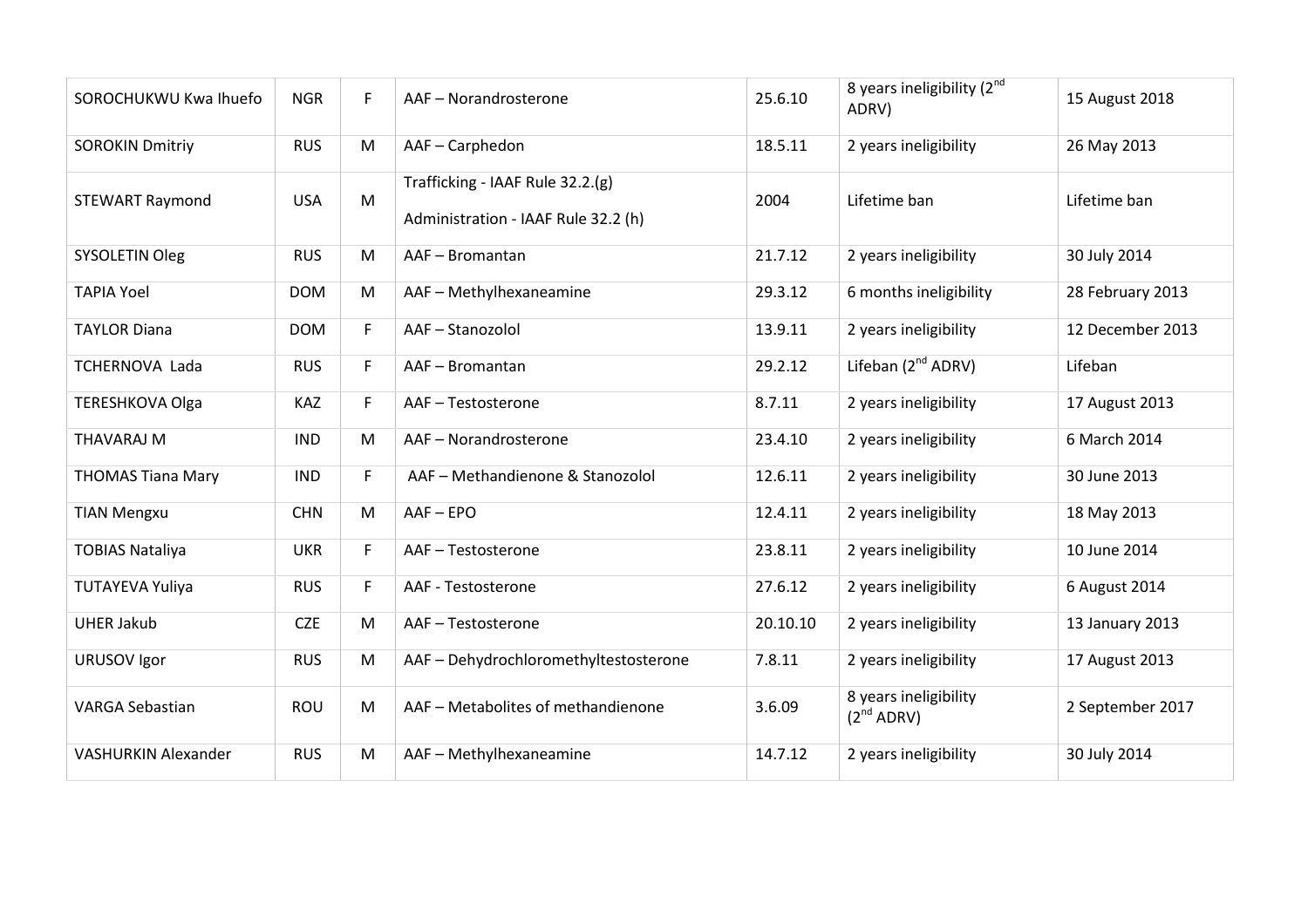| SOROCHUKWU Kwa Ihuefo | NGR | F | AAF – Norandrosterone | 25.6.10 | 8 years ineligibility (2nd ADRV) | 15 August 2018 |
|---|---|---|---|---|---|---|
| SOROKIN Dmitriy | RUS | M | AAF – Carphedon | 18.5.11 | 2 years ineligibility | 26 May 2013 |
| STEWART Raymond | USA | M | Trafficking - IAAF Rule 32.2.(g) Administration - IAAF Rule 32.2 (h) | 2004 | Lifetime ban | Lifetime ban |
| SYSOLETIN Oleg | RUS | M | AAF – Bromantan | 21.7.12 | 2 years ineligibility | 30 July 2014 |
| TAPIA Yoel | DOM | M | AAF – Methylhexaneamine | 29.3.12 | 6 months ineligibility | 28 February 2013 |
| TAYLOR Diana | DOM | F | AAF – Stanozolol | 13.9.11 | 2 years ineligibility | 12 December 2013 |
| TCHERNOVA Lada | RUS | F | AAF – Bromantan | 29.2.12 | Lifeban (2nd ADRV) | Lifeban |
| TERESHKOVA Olga | KAZ | F | AAF – Testosterone | 8.7.11 | 2 years ineligibility | 17 August 2013 |
| THAVARAJ M | IND | M | AAF – Norandrosterone | 23.4.10 | 2 years ineligibility | 6 March 2014 |
| THOMAS Tiana Mary | IND | F | AAF – Methandienone & Stanozolol | 12.6.11 | 2 years ineligibility | 30 June 2013 |
| TIAN Mengxu | CHN | M | AAF – EPO | 12.4.11 | 2 years ineligibility | 18 May 2013 |
| TOBIAS Nataliya | UKR | F | AAF – Testosterone | 23.8.11 | 2 years ineligibility | 10 June 2014 |
| TUTAYEVA Yuliya | RUS | F | AAF - Testosterone | 27.6.12 | 2 years ineligibility | 6 August 2014 |
| UHER Jakub | CZE | M | AAF – Testosterone | 20.10.10 | 2 years ineligibility | 13 January 2013 |
| URUSOV Igor | RUS | M | AAF – Dehydrochloromethyltestosterone | 7.8.11 | 2 years ineligibility | 17 August 2013 |
| VARGA Sebastian | ROU | M | AAF – Metabolites of methandienone | 3.6.09 | 8 years ineligibility (2nd ADRV) | 2 September 2017 |
| VASHURKIN Alexander | RUS | M | AAF – Methylhexaneamine | 14.7.12 | 2 years ineligibility | 30 July 2014 |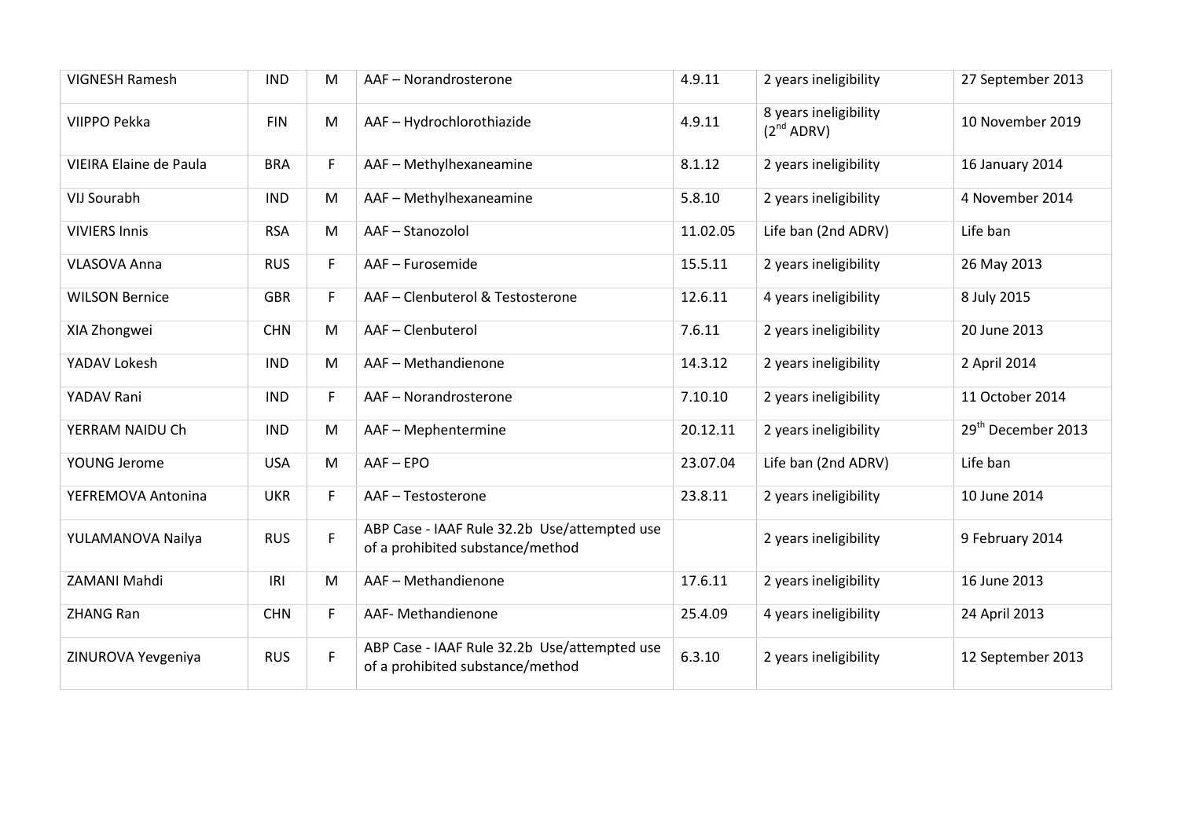| | | | | | | |
|---|---|---|---|---|---|---|
| VIGNESH Ramesh | IND | M | AAF – Norandrosterone | 4.9.11 | 2 years ineligibility | 27 September 2013 |
| VIIPPO Pekka | FIN | M | AAF – Hydrochlorothiazide | 4.9.11 | 8 years ineligibility ($2^{nd}$ ADRV) | 10 November 2019 |
| VIEIRA Elaine de Paula | BRA | F | AAF – Methylhexaneamine | 8.1.12 | 2 years ineligibility | 16 January 2014 |
| VIJ Sourabh | IND | M | AAF – Methylhexaneamine | 5.8.10 | 2 years ineligibility | 4 November 2014 |
| VIVIERS Innis | RSA | M | AAF – Stanozolol | 11.02.05 | Life ban (2nd ADRV) | Life ban |
| VLASOVA Anna | RUS | F | AAF – Furosemide | 15.5.11 | 2 years ineligibility | 26 May 2013 |
| WILSON Bernice | GBR | F | AAF – Clenbuterol & Testosterone | 12.6.11 | 4 years ineligibility | 8 July 2015 |
| XIA Zhongwei | CHN | M | AAF – Clenbuterol | 7.6.11 | 2 years ineligibility | 20 June 2013 |
| YADAV Lokesh | IND | M | AAF – Methandienone | 14.3.12 | 2 years ineligibility | 2 April 2014 |
| YADAV Rani | IND | F | AAF – Norandrosterone | 7.10.10 | 2 years ineligibility | 11 October 2014 |
| YERRAM NAIDU Ch | IND | M | AAF – Mephentermine | 20.12.11 | 2 years ineligibility | $29^{th}$ December 2013 |
| YOUNG Jerome | USA | M | AAF – EPO | 23.07.04 | Life ban (2nd ADRV) | Life ban |
| YEFREMOVA Antonina | UKR | F | AAF – Testosterone | 23.8.11 | 2 years ineligibility | 10 June 2014 |
| YULAMANOVA Nailya | RUS | F | ABP Case - IAAF Rule 32.2b Use/attempted use of a prohibited substance/method | | 2 years ineligibility | 9 February 2014 |
| ZAMANI Mahdi | IRI | M | AAF – Methandienone | 17.6.11 | 2 years ineligibility | 16 June 2013 |
| ZHANG Ran | CHN | F | AAF- Methandienone | 25.4.09 | 4 years ineligibility | 24 April 2013 |
| ZINUROVA Yevgeniya | RUS | F | ABP Case - IAAF Rule 32.2b Use/attempted use of a prohibited substance/method | 6.3.10 | 2 years ineligibility | 12 September 2013 |